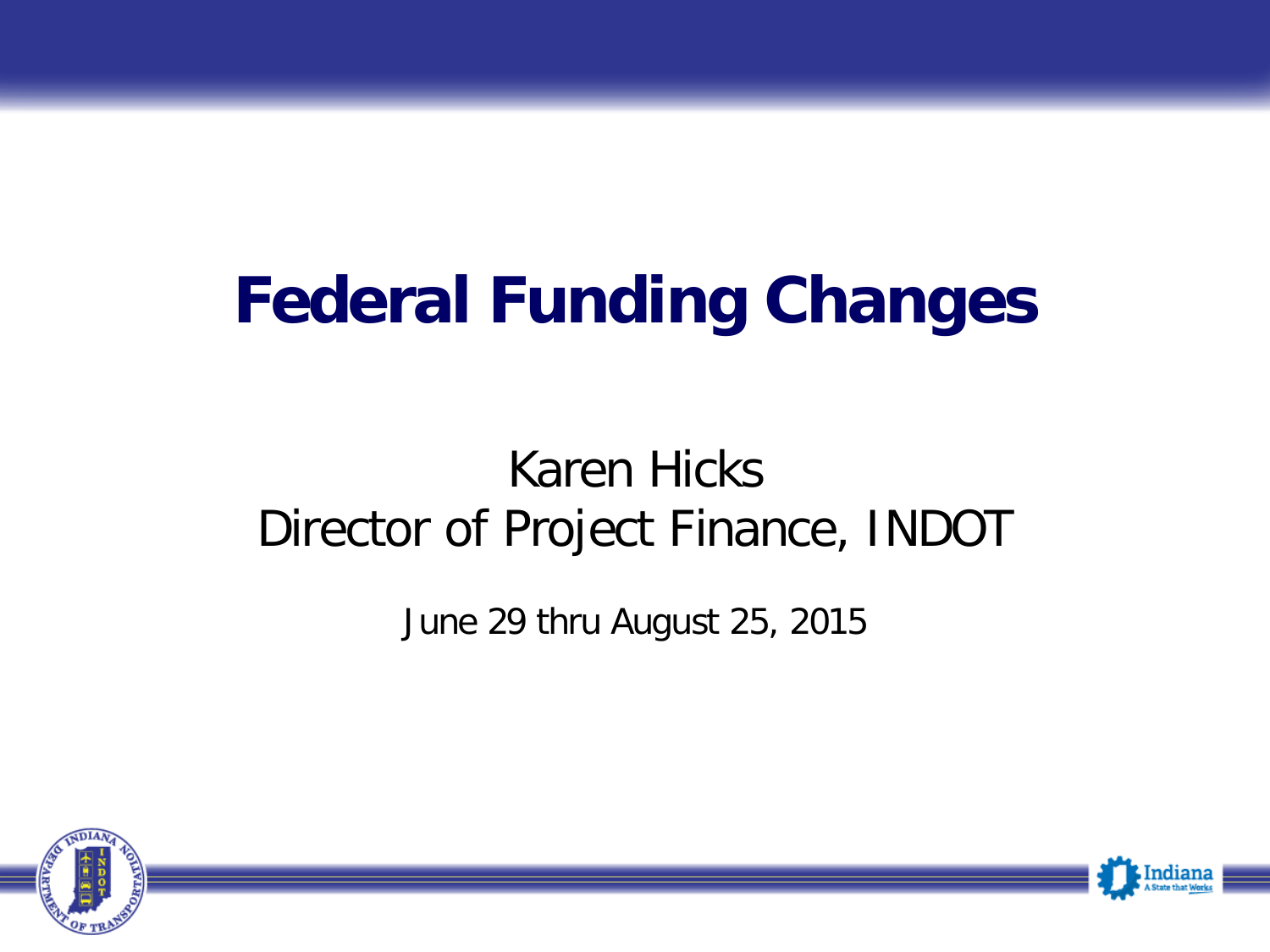# Federal Funding Changes

Karen Hicks
Director of Project Finance, INDOT

June 29 thru August 25, 2015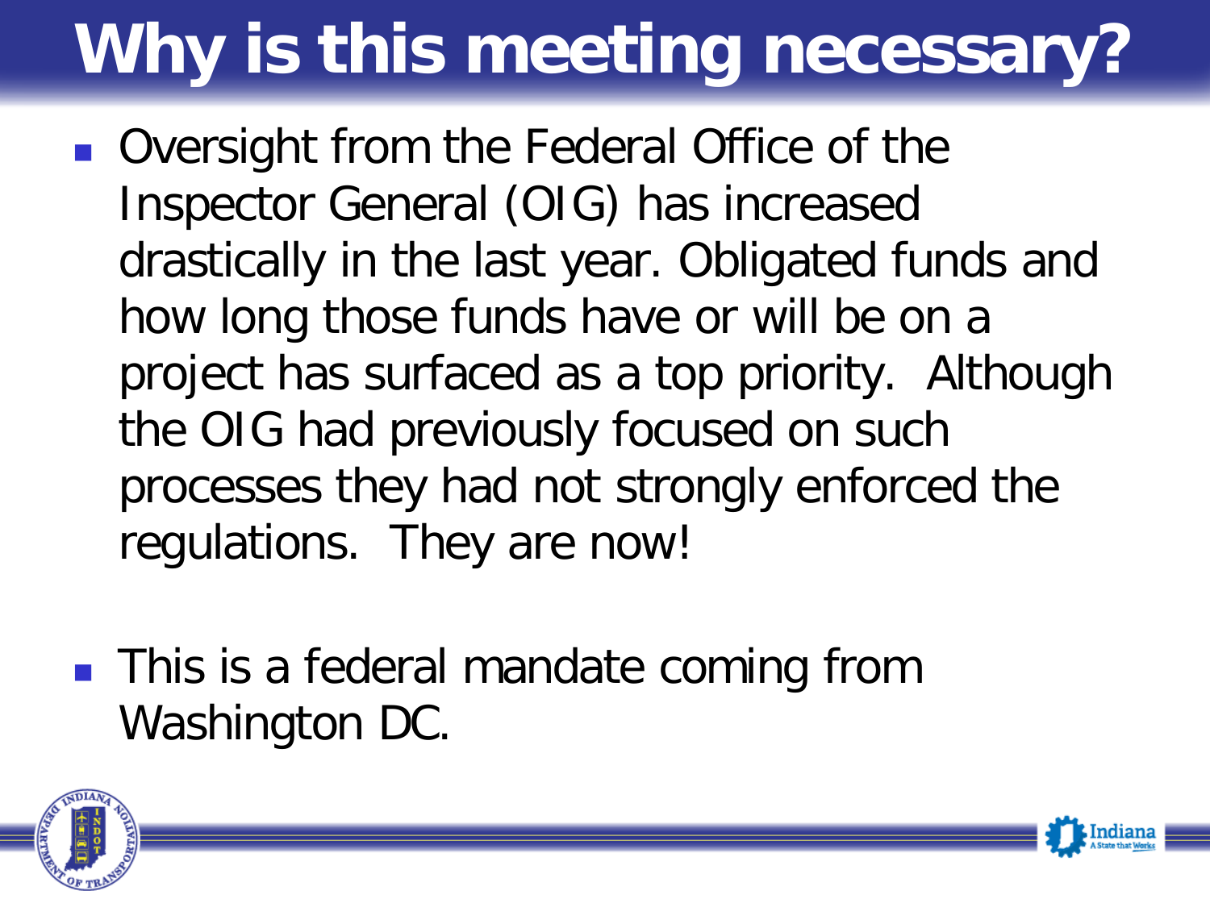# Why is this meeting necessary?

- Oversight from the Federal Office of the Inspector General (OIG) has increased drastically in the last year. Obligated funds and how long those funds have or will be on a project has surfaced as a top priority. Although the OIG had previously focused on such processes they had not strongly enforced the regulations. They are now!

- This is a federal mandate coming from Washington DC.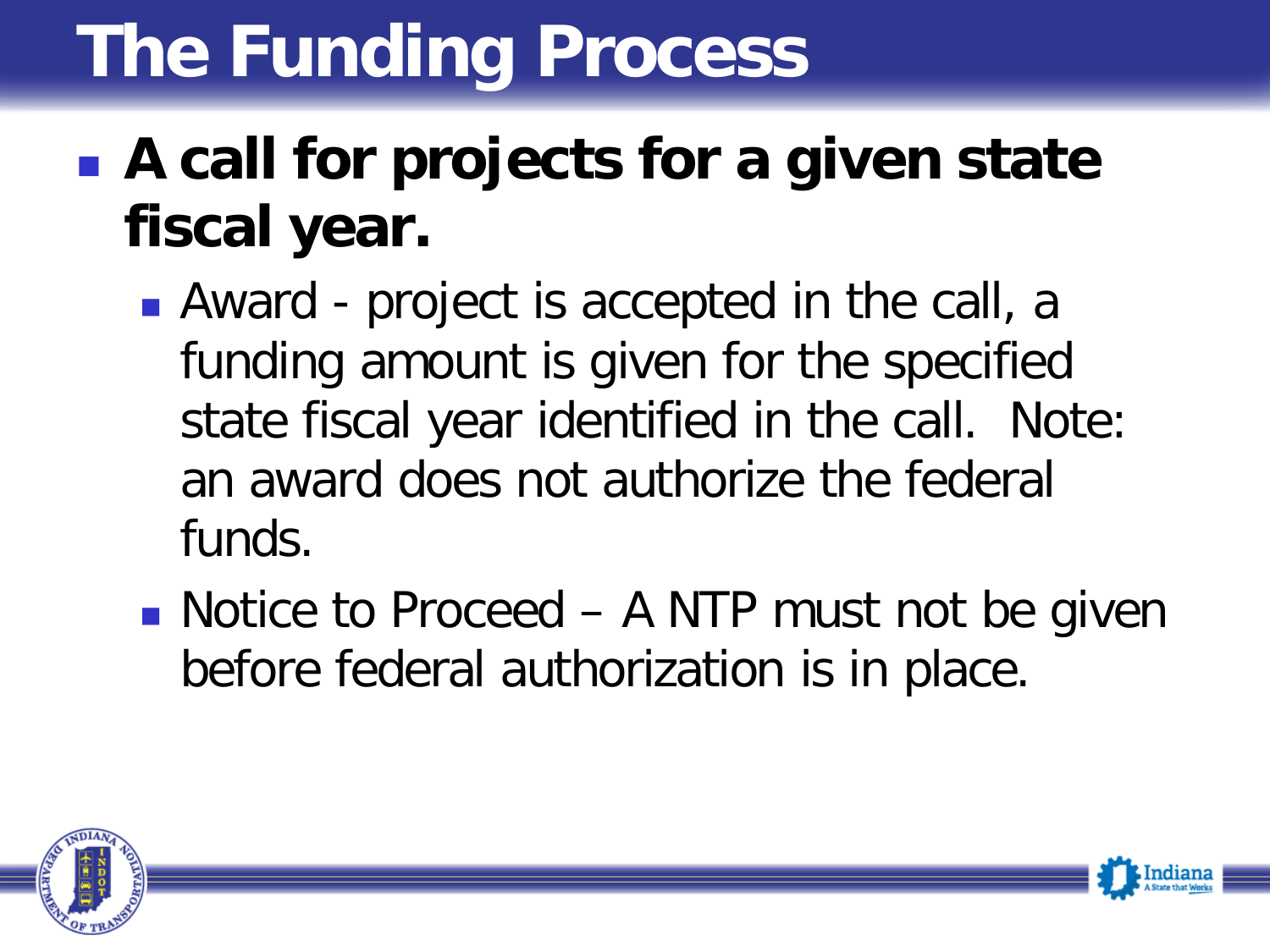# The Funding Process

- **A call for projects for a given state fiscal year.**
  - Award - project is accepted in the call, a funding amount is given for the specified state fiscal year identified in the call. Note: an award does not authorize the federal funds.
  - Notice to Proceed – A NTP must not be given before federal authorization is in place.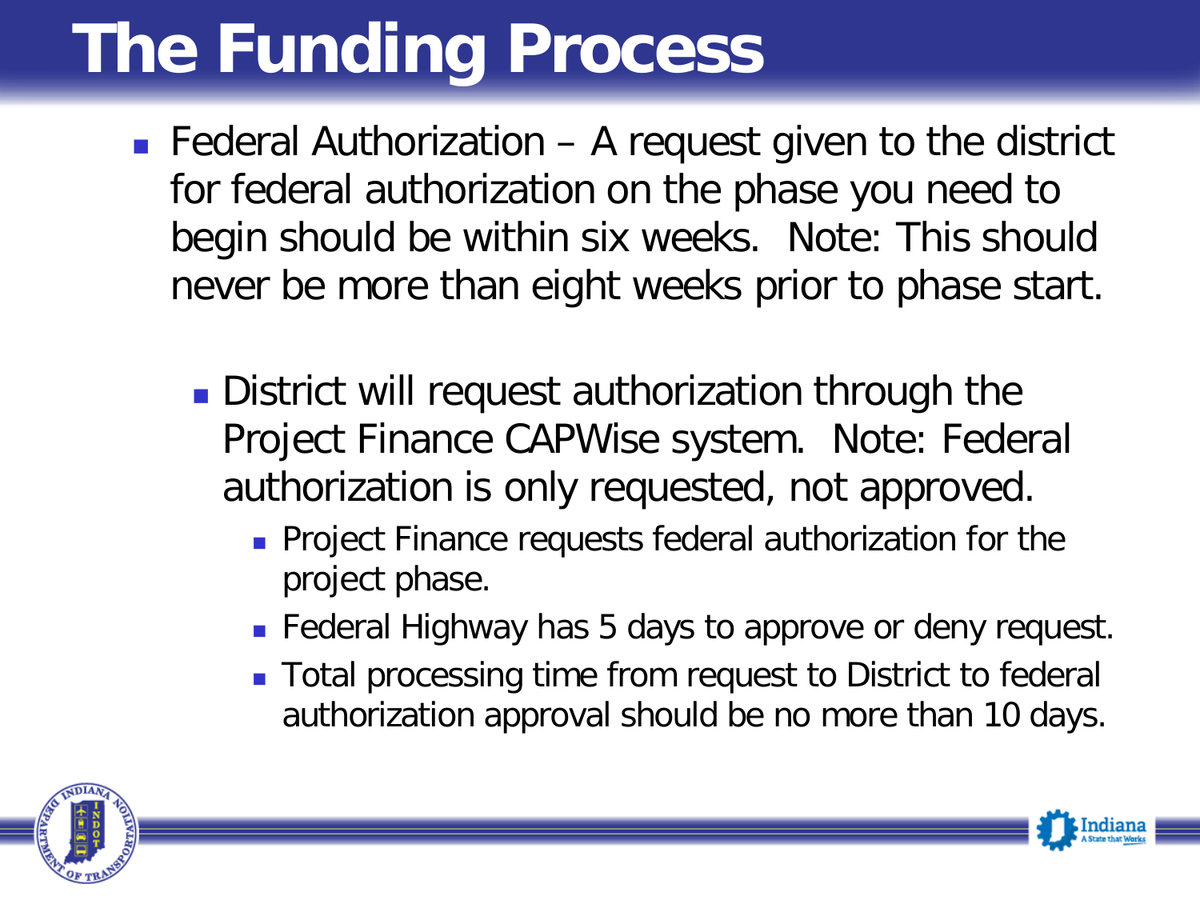# The Funding Process

- Federal Authorization – A request given to the district for federal authorization on the phase you need to begin should be within six weeks. Note: This should never be more than eight weeks prior to phase start.

  - District will request authorization through the Project Finance CAPWise system. Note: Federal authorization is only requested, not approved.
    - Project Finance requests federal authorization for the project phase.
    - Federal Highway has 5 days to approve or deny request.
    - Total processing time from request to District to federal authorization approval should be no more than 10 days.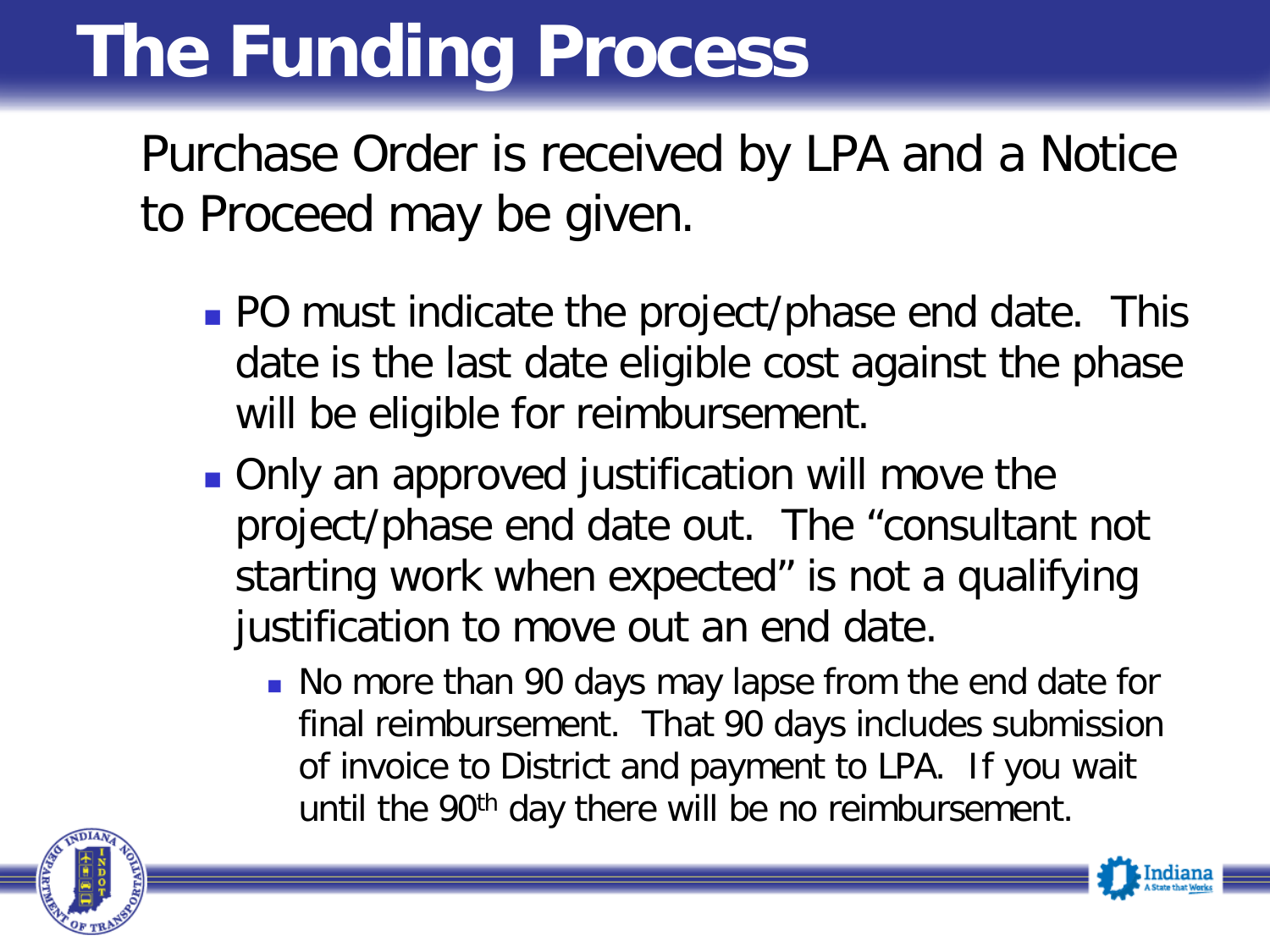# The Funding Process

Purchase Order is received by LPA and a Notice to Proceed may be given.

- PO must indicate the project/phase end date. This date is the last date eligible cost against the phase will be eligible for reimbursement.
- Only an approved justification will move the project/phase end date out. The "consultant not starting work when expected" is not a qualifying justification to move out an end date.
  - No more than 90 days may lapse from the end date for final reimbursement. That 90 days includes submission of invoice to District and payment to LPA. If you wait until the 90th day there will be no reimbursement.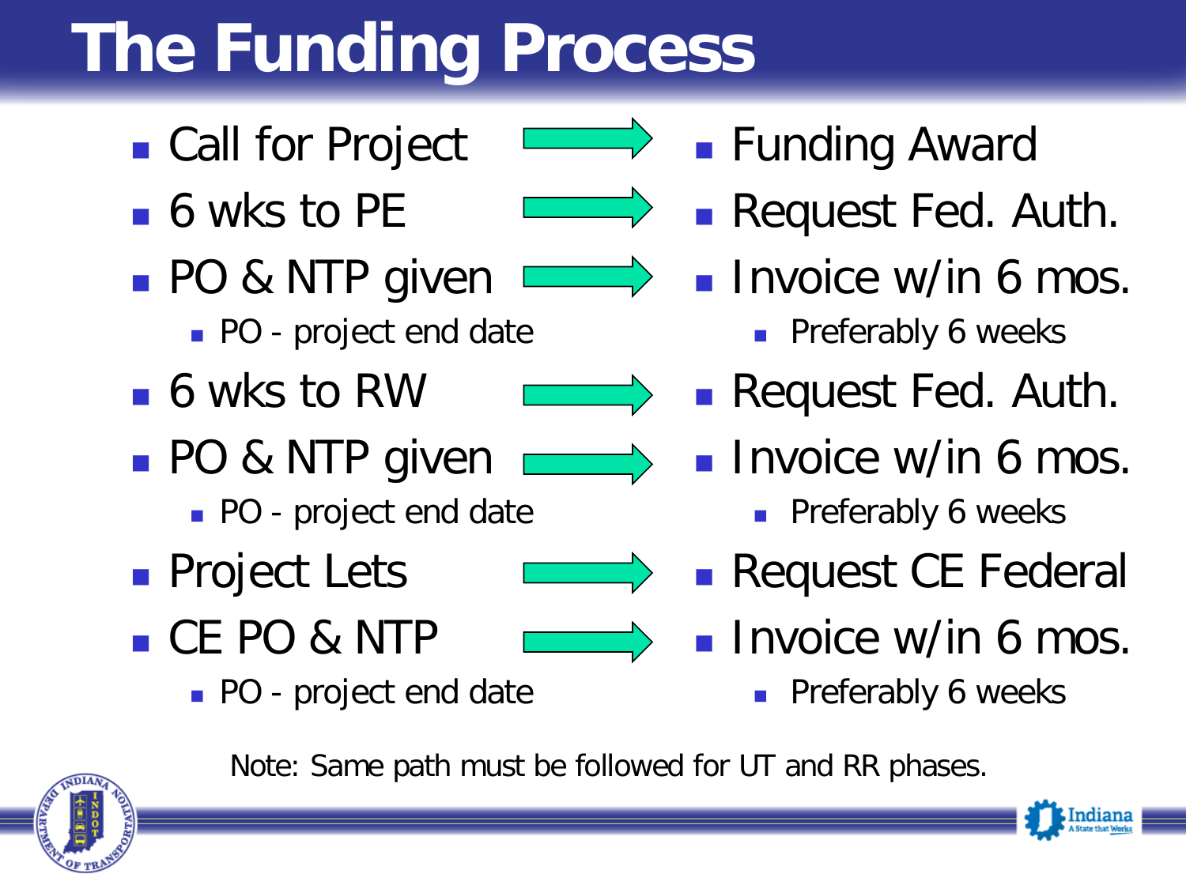# The Funding Process

- Call for Project → Funding Award
- 6 wks to PE → Request Fed. Auth.
- PO & NTP given → Invoice w/in 6 mos.
  - PO - project end date
  - Preferably 6 weeks
- 6 wks to RW → Request Fed. Auth.
- PO & NTP given → Invoice w/in 6 mos.
  - PO - project end date
  - Preferably 6 weeks
- Project Lets → Request CE Federal
- CE PO & NTP → Invoice w/in 6 mos.
  - PO - project end date
  - Preferably 6 weeks

Note: Same path must be followed for UT and RR phases.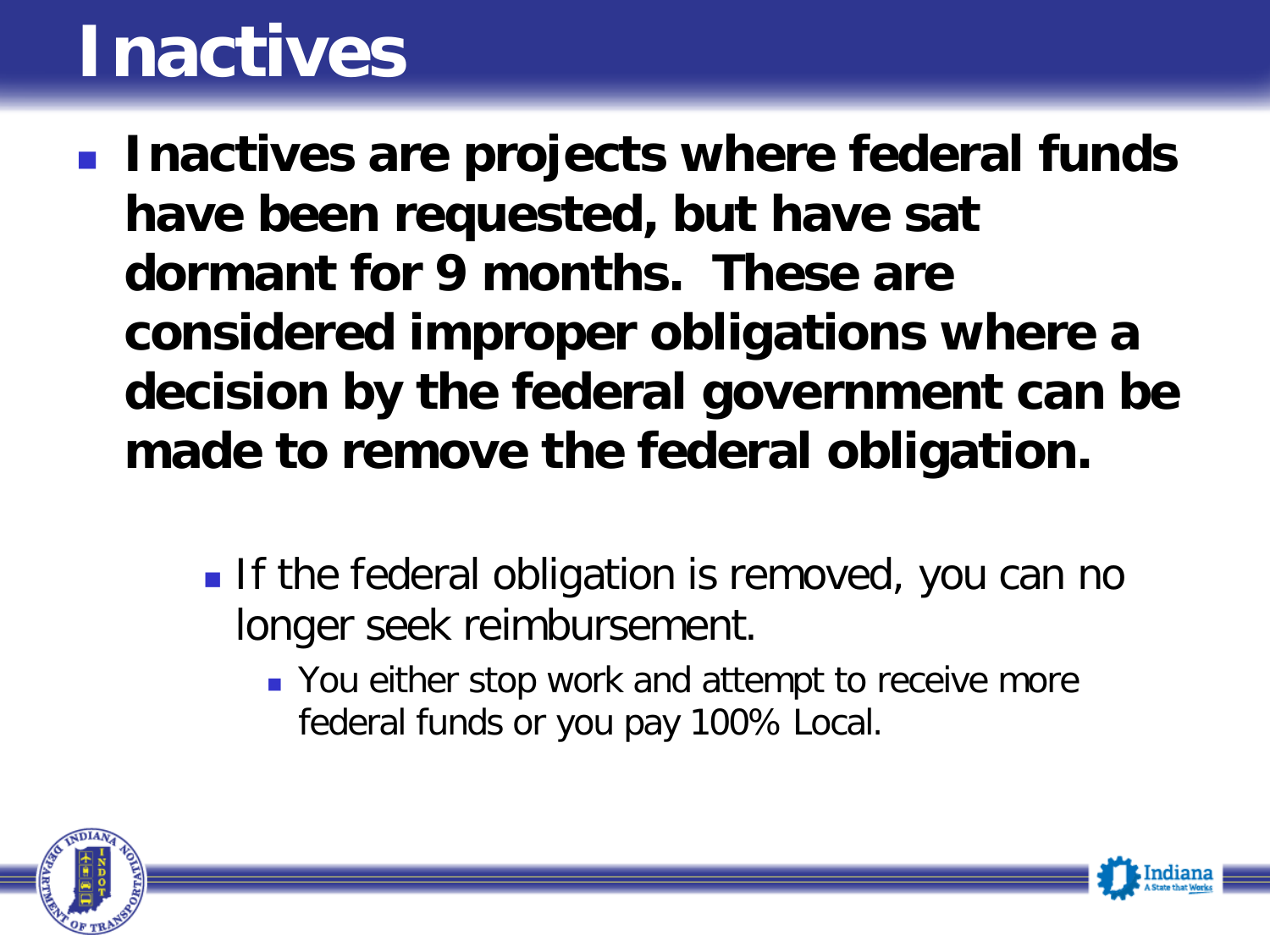# Inactives

- **Inactives are projects where federal funds have been requested, but have sat dormant for 9 months. These are considered improper obligations where a decision by the federal government can be made to remove the federal obligation.**
  - If the federal obligation is removed, you can no longer seek reimbursement.
    - You either stop work and attempt to receive more federal funds or you pay 100% Local.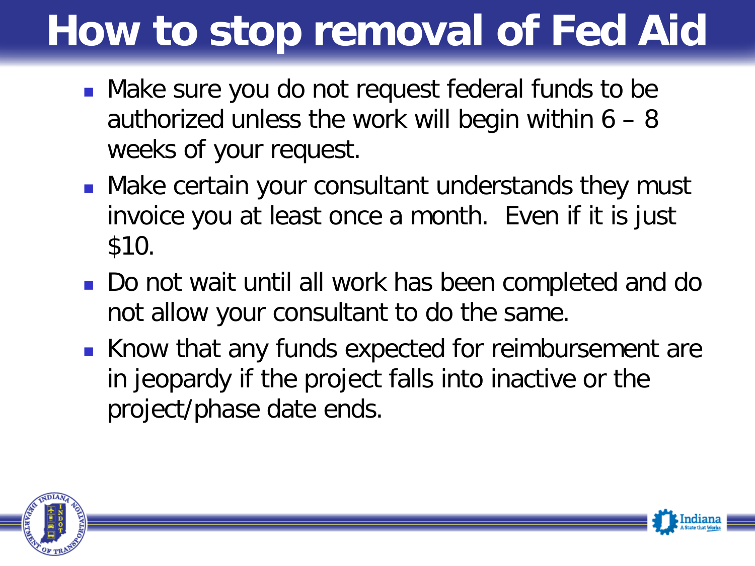# How to stop removal of Fed Aid

- Make sure you do not request federal funds to be authorized unless the work will begin within 6 – 8 weeks of your request.
- Make certain your consultant understands they must invoice you at least once a month. Even if it is just $10.
- Do not wait until all work has been completed and do not allow your consultant to do the same.
- Know that any funds expected for reimbursement are in jeopardy if the project falls into inactive or the project/phase date ends.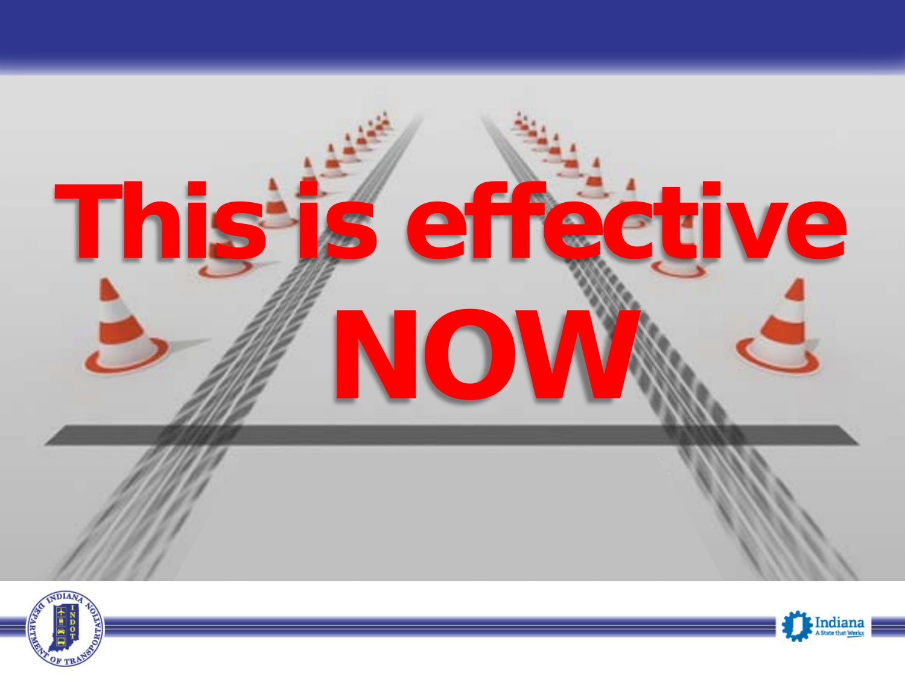# This is effective NOW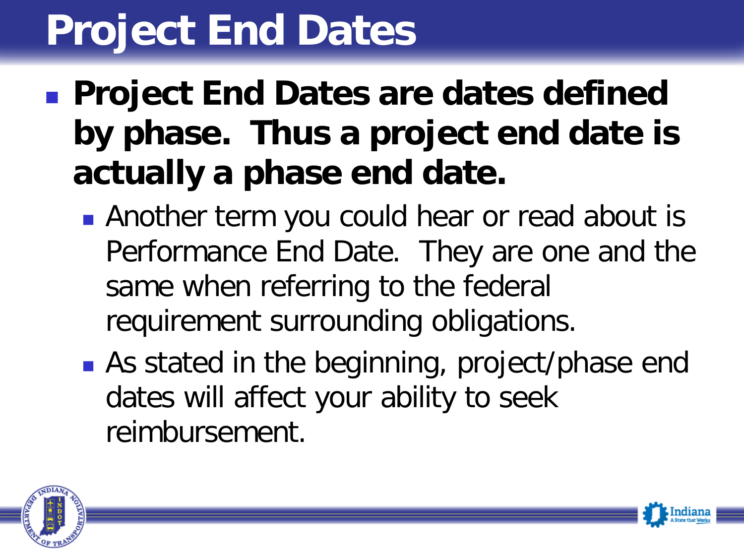# Project End Dates

- **Project End Dates are dates defined by phase. Thus a project end date is actually a phase end date.**
  - Another term you could hear or read about is Performance End Date. They are one and the same when referring to the federal requirement surrounding obligations.
  - As stated in the beginning, project/phase end dates will affect your ability to seek reimbursement.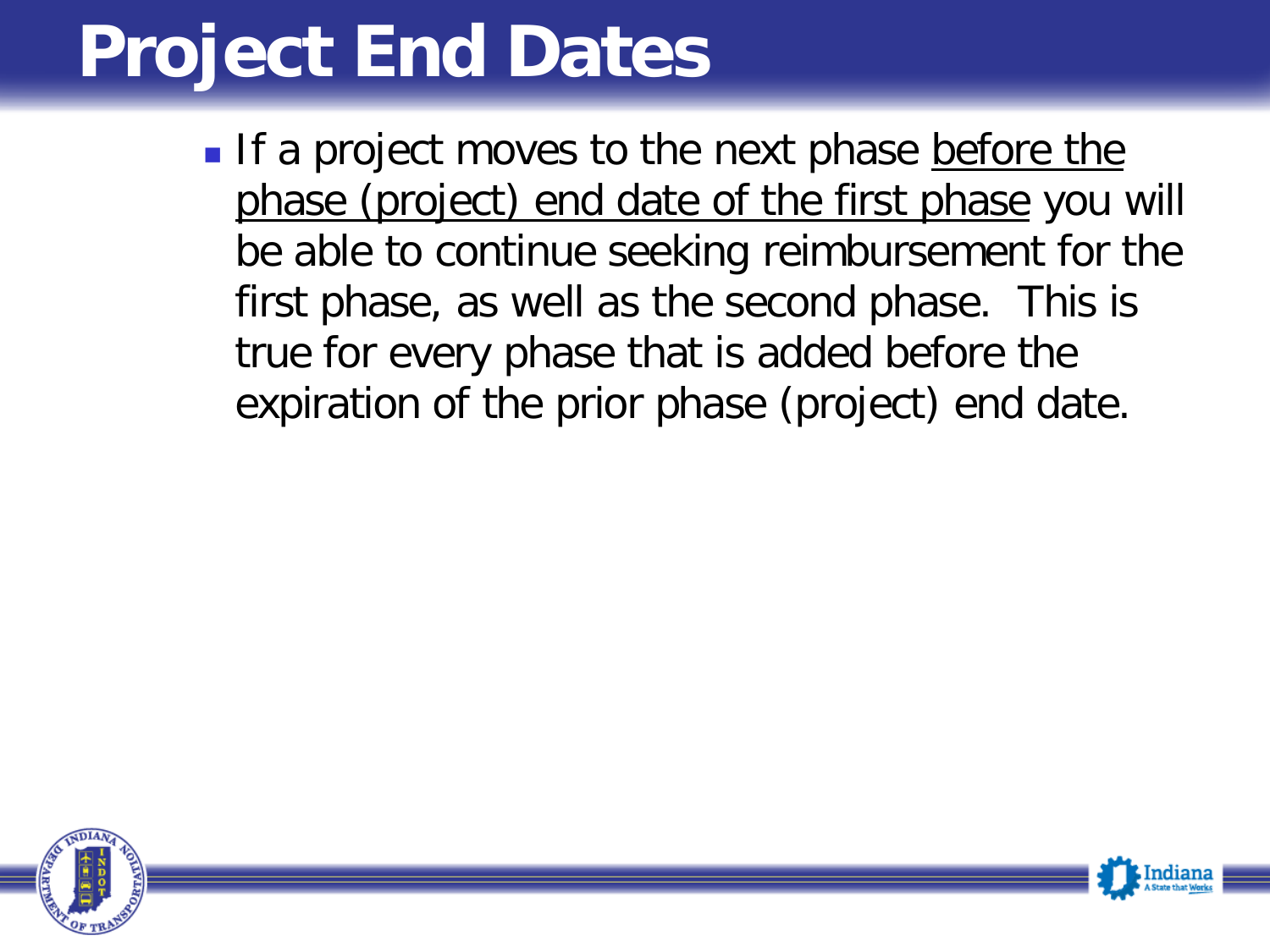# Project End Dates

- If a project moves to the next phase <u>before the phase (project) end date of the first phase</u> you will be able to continue seeking reimbursement for the first phase, as well as the second phase. This is true for every phase that is added before the expiration of the prior phase (project) end date.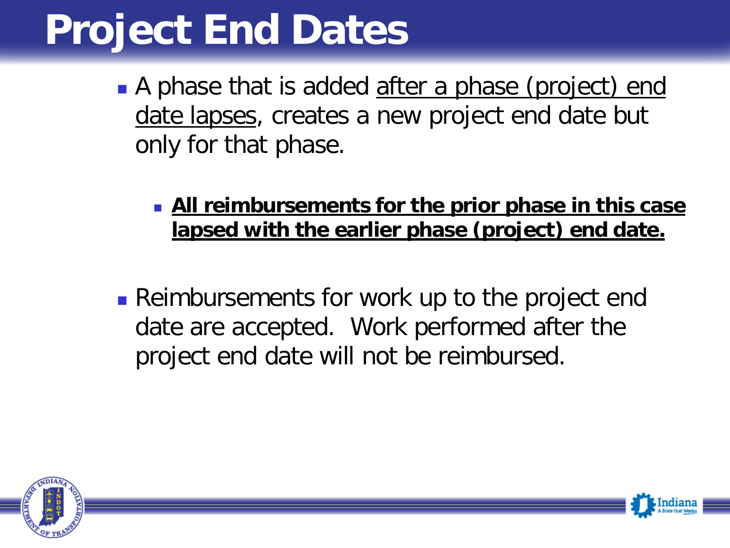# Project End Dates

- A phase that is added <u>after a phase (project) end date lapses</u>, creates a new project end date but only for that phase.
  - <u>**All reimbursements for the prior phase in this case lapsed with the earlier phase (project) end date.**</u>
- Reimbursements for work up to the project end date are accepted. Work performed after the project end date will not be reimbursed.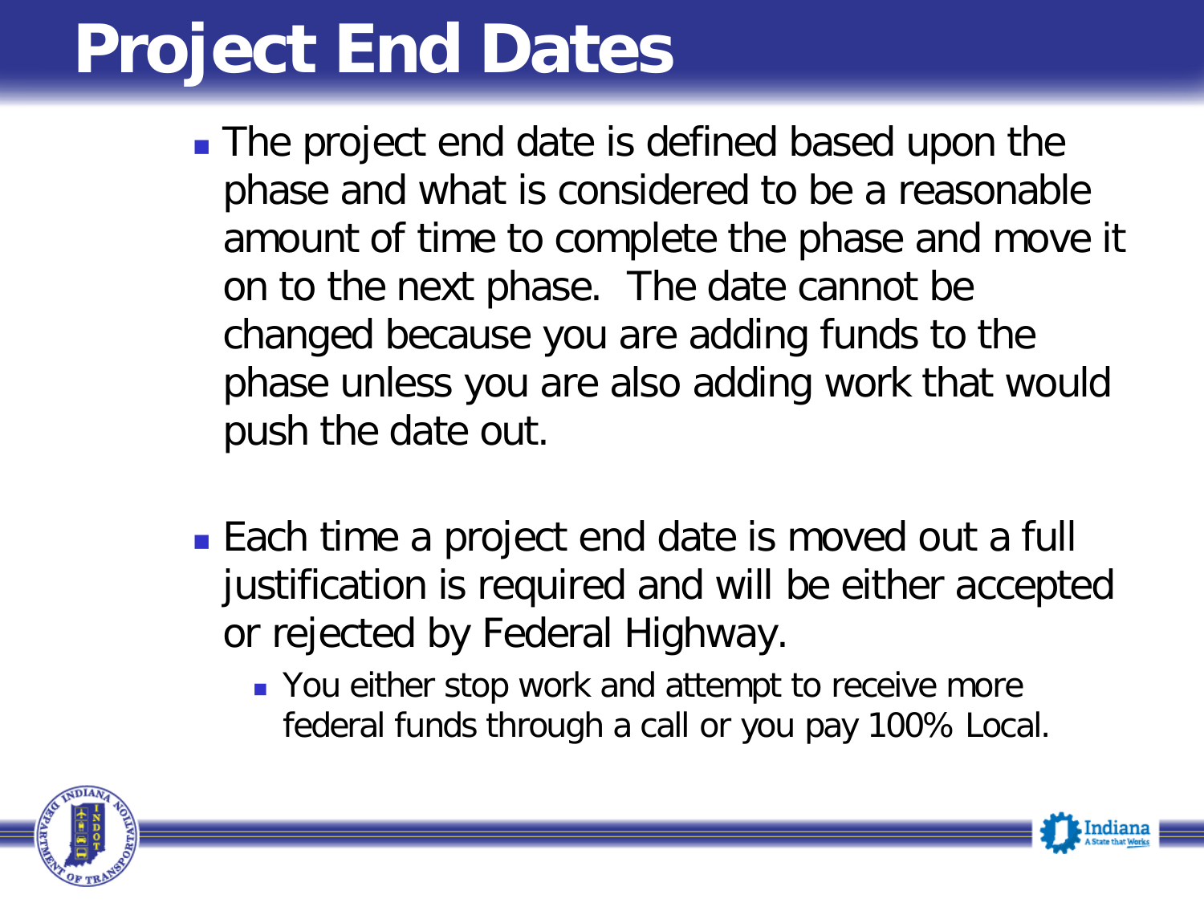# Project End Dates

- The project end date is defined based upon the phase and what is considered to be a reasonable amount of time to complete the phase and move it on to the next phase. The date cannot be changed because you are adding funds to the phase unless you are also adding work that would push the date out.

- Each time a project end date is moved out a full justification is required and will be either accepted or rejected by Federal Highway.
  - You either stop work and attempt to receive more federal funds through a call or you pay 100% Local.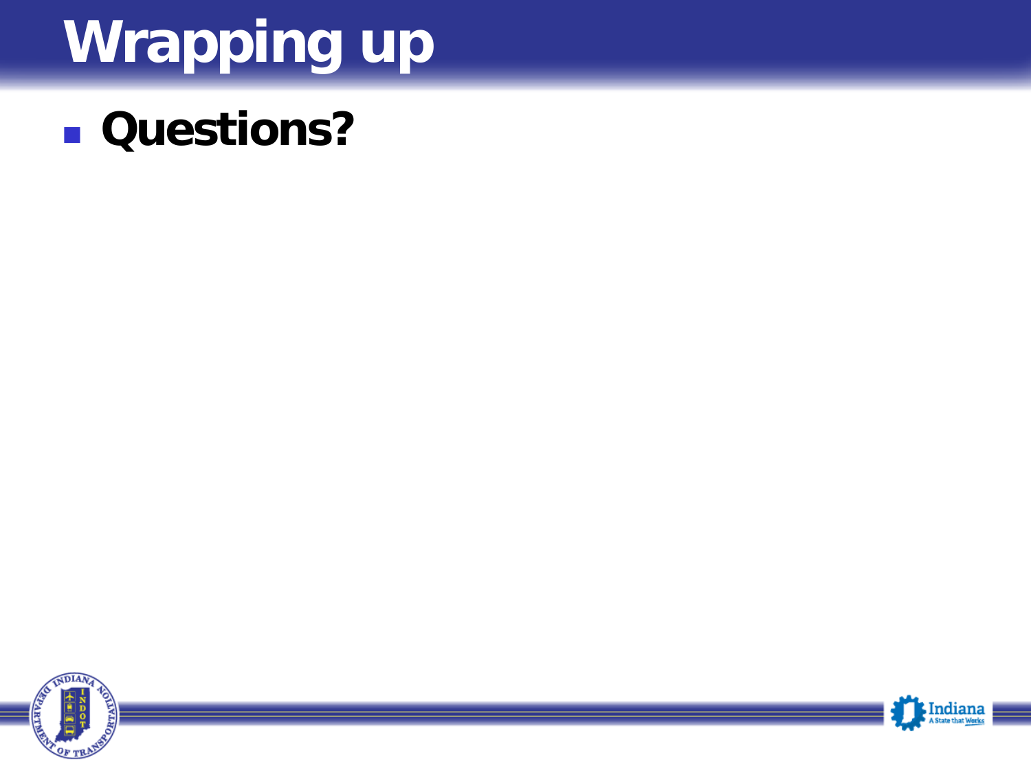# Wrapping up

- **Questions?**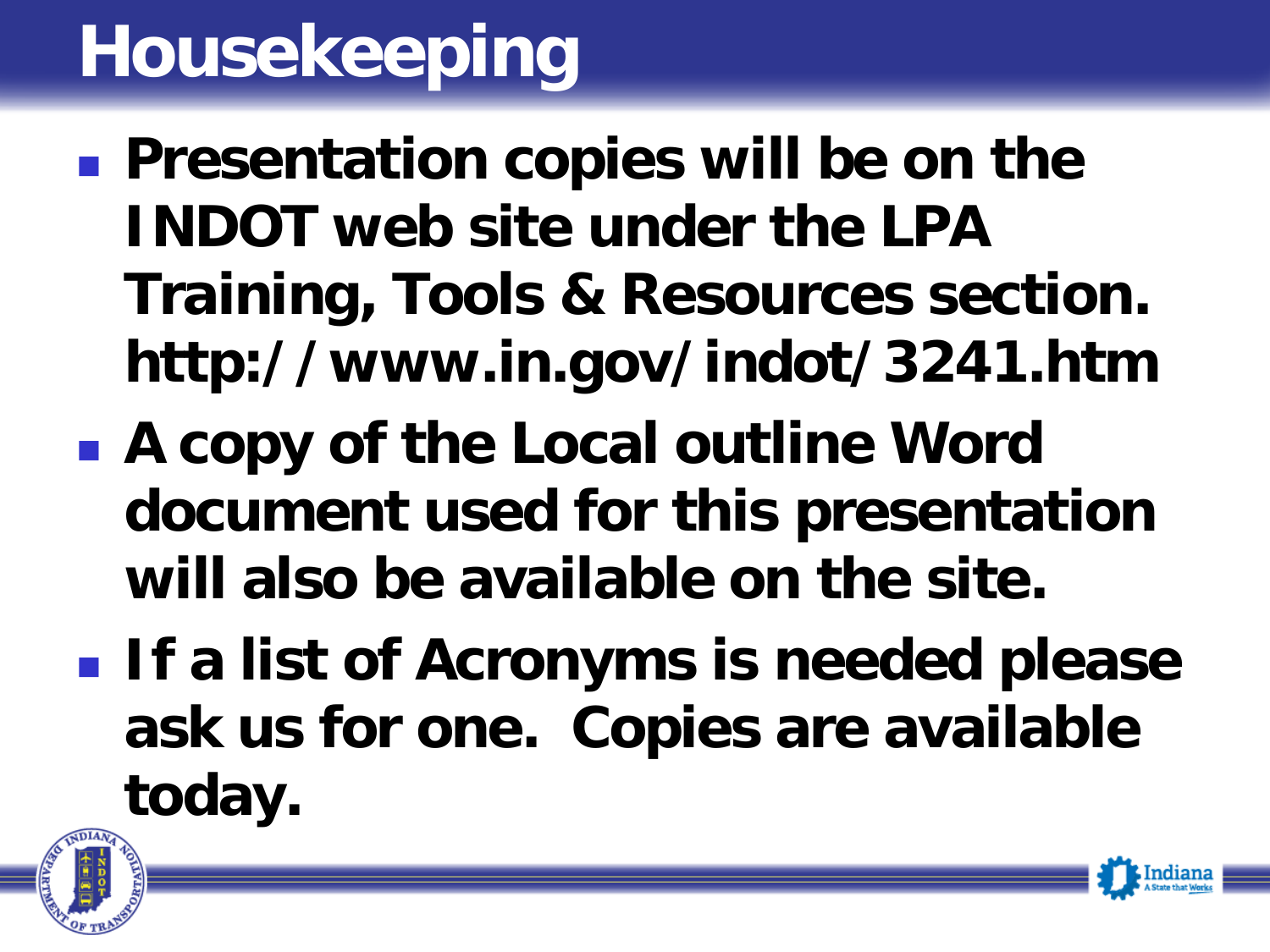# Housekeeping

- Presentation copies will be on the INDOT web site under the LPA Training, Tools & Resources section. http://www.in.gov/indot/3241.htm
- A copy of the Local outline Word document used for this presentation will also be available on the site.
- If a list of Acronyms is needed please ask us for one.  Copies are available today.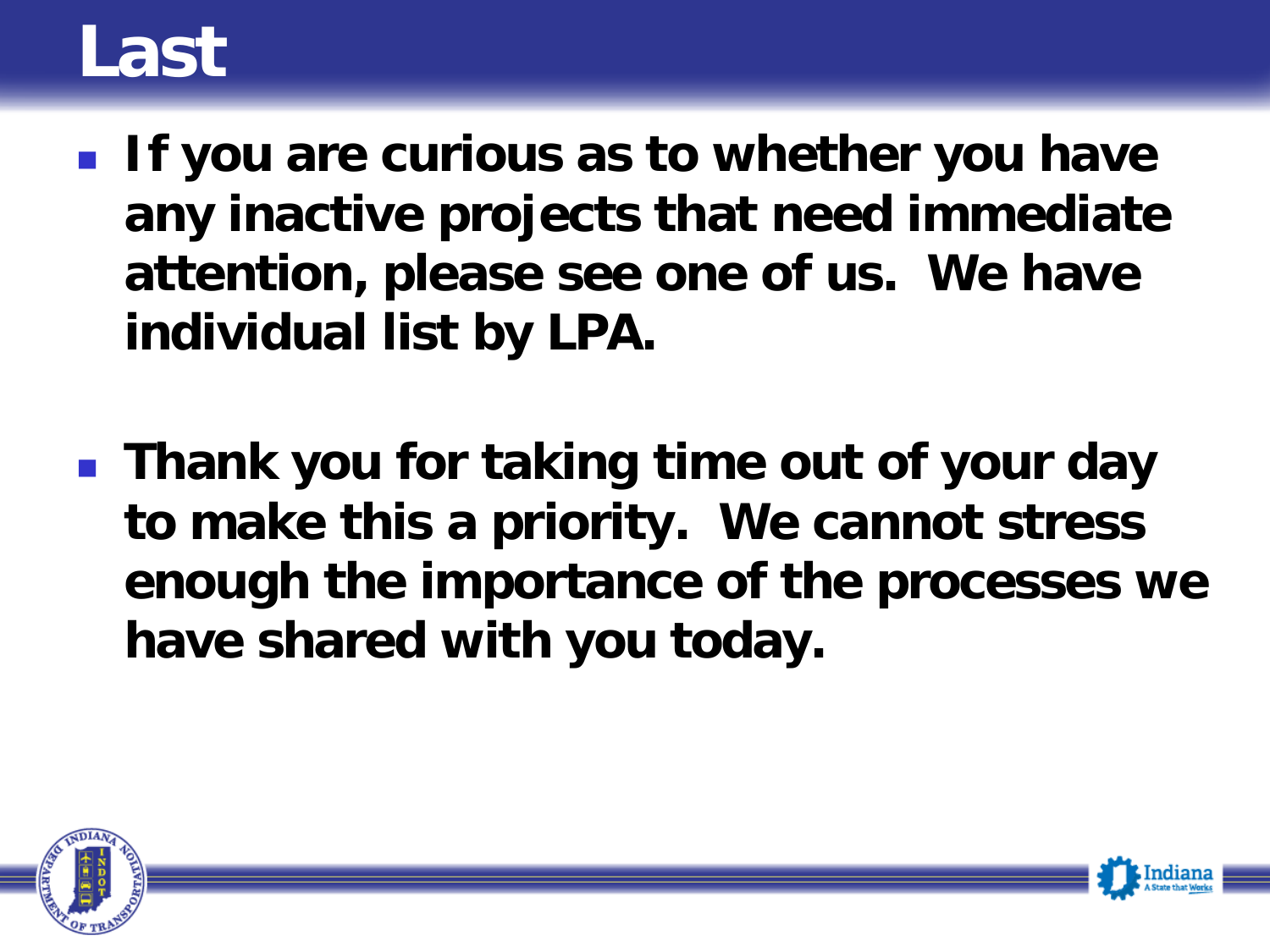# Last

- If you are curious as to whether you have any inactive projects that need immediate attention, please see one of us. We have individual list by LPA.

- Thank you for taking time out of your day to make this a priority. We cannot stress enough the importance of the processes we have shared with you today.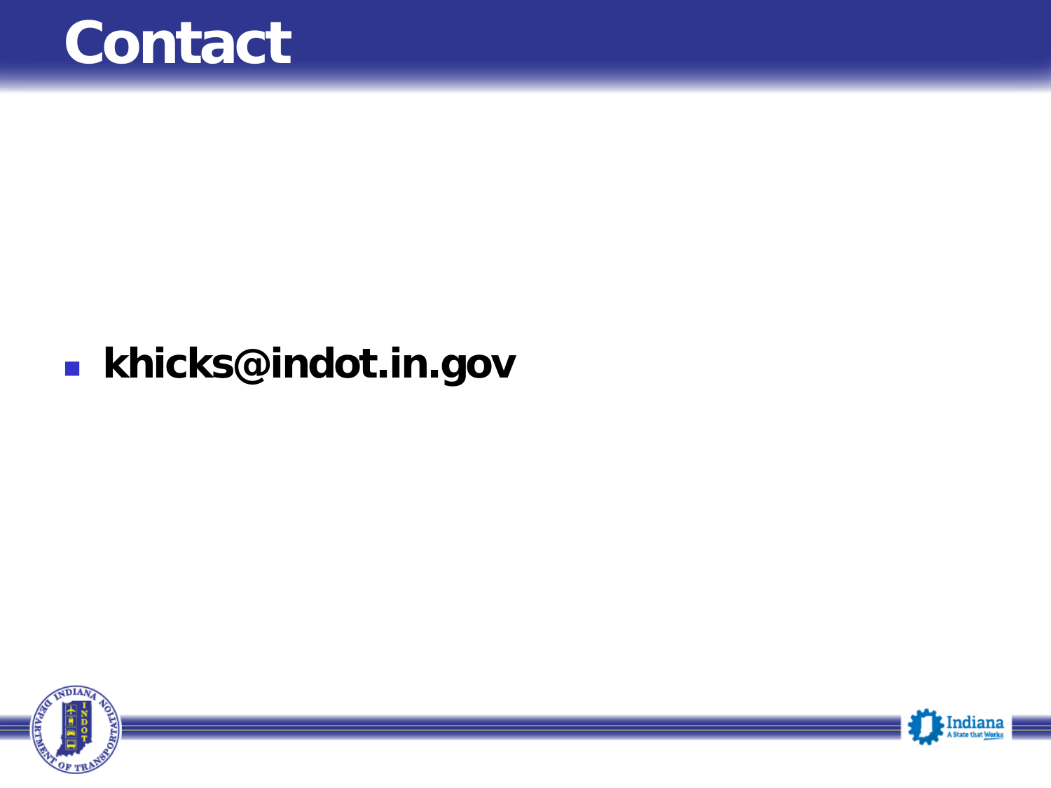# Contact

- **khicks@indot.in.gov**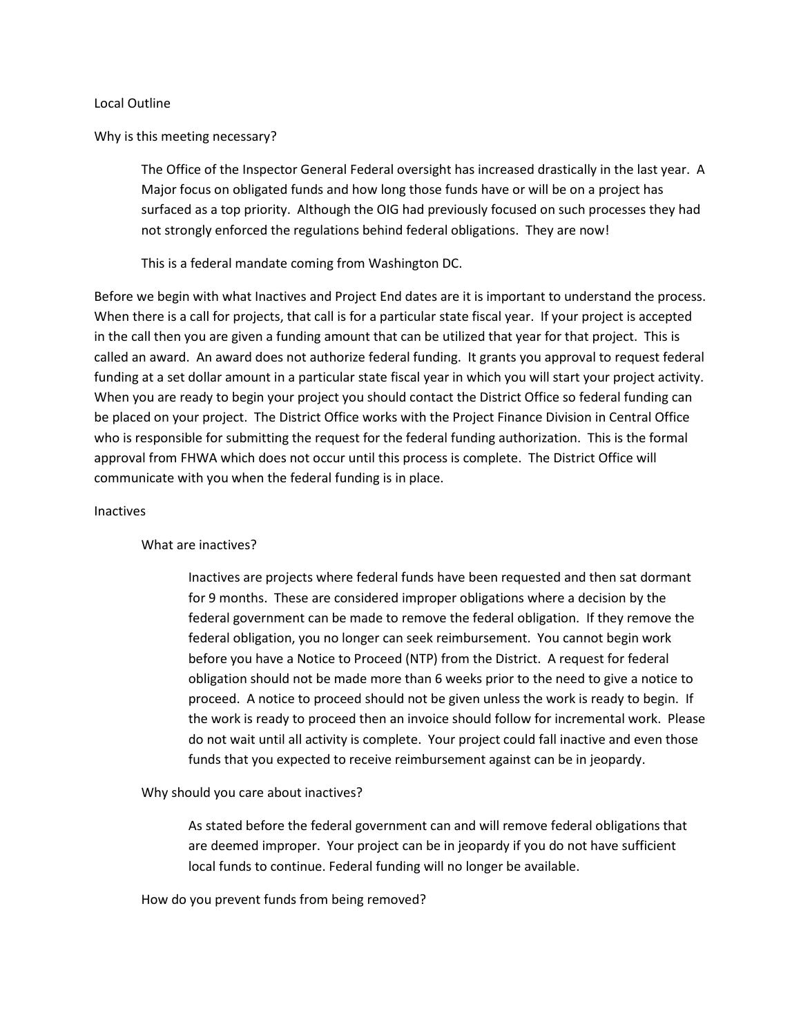Local Outline

Why is this meeting necessary?

> The Office of the Inspector General Federal oversight has increased drastically in the last year. A Major focus on obligated funds and how long those funds have or will be on a project has surfaced as a top priority. Although the OIG had previously focused on such processes they had not strongly enforced the regulations behind federal obligations. They are now!
>
> This is a federal mandate coming from Washington DC.

Before we begin with what Inactives and Project End dates are it is important to understand the process. When there is a call for projects, that call is for a particular state fiscal year. If your project is accepted in the call then you are given a funding amount that can be utilized that year for that project. This is called an award. An award does not authorize federal funding. It grants you approval to request federal funding at a set dollar amount in a particular state fiscal year in which you will start your project activity. When you are ready to begin your project you should contact the District Office so federal funding can be placed on your project. The District Office works with the Project Finance Division in Central Office who is responsible for submitting the request for the federal funding authorization. This is the formal approval from FHWA which does not occur until this process is complete. The District Office will communicate with you when the federal funding is in place.

Inactives

What are inactives?

> Inactives are projects where federal funds have been requested and then sat dormant for 9 months. These are considered improper obligations where a decision by the federal government can be made to remove the federal obligation. If they remove the federal obligation, you no longer can seek reimbursement. You cannot begin work before you have a Notice to Proceed (NTP) from the District. A request for federal obligation should not be made more than 6 weeks prior to the need to give a notice to proceed. A notice to proceed should not be given unless the work is ready to begin. If the work is ready to proceed then an invoice should follow for incremental work. Please do not wait until all activity is complete. Your project could fall inactive and even those funds that you expected to receive reimbursement against can be in jeopardy.

Why should you care about inactives?

> As stated before the federal government can and will remove federal obligations that are deemed improper. Your project can be in jeopardy if you do not have sufficient local funds to continue. Federal funding will no longer be available.

How do you prevent funds from being removed?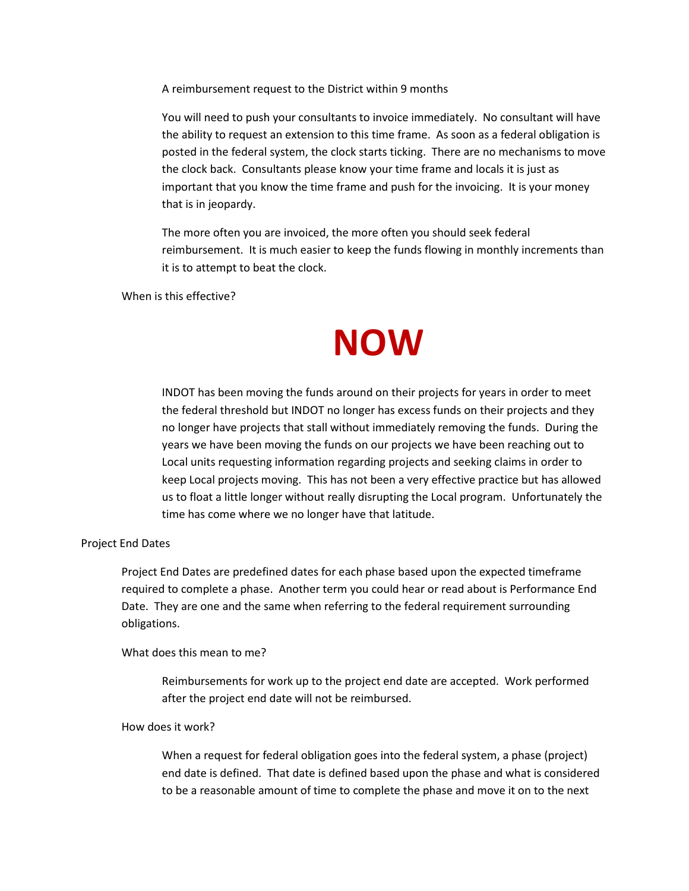A reimbursement request to the District within 9 months

You will need to push your consultants to invoice immediately. No consultant will have the ability to request an extension to this time frame. As soon as a federal obligation is posted in the federal system, the clock starts ticking. There are no mechanisms to move the clock back. Consultants please know your time frame and locals it is just as important that you know the time frame and push for the invoicing. It is your money that is in jeopardy.

The more often you are invoiced, the more often you should seek federal reimbursement. It is much easier to keep the funds flowing in monthly increments than it is to attempt to beat the clock.

When is this effective?

# NOW

INDOT has been moving the funds around on their projects for years in order to meet the federal threshold but INDOT no longer has excess funds on their projects and they no longer have projects that stall without immediately removing the funds. During the years we have been moving the funds on our projects we have been reaching out to Local units requesting information regarding projects and seeking claims in order to keep Local projects moving. This has not been a very effective practice but has allowed us to float a little longer without really disrupting the Local program. Unfortunately the time has come where we no longer have that latitude.

Project End Dates

Project End Dates are predefined dates for each phase based upon the expected timeframe required to complete a phase. Another term you could hear or read about is Performance End Date. They are one and the same when referring to the federal requirement surrounding obligations.

What does this mean to me?

Reimbursements for work up to the project end date are accepted. Work performed after the project end date will not be reimbursed.

How does it work?

When a request for federal obligation goes into the federal system, a phase (project) end date is defined. That date is defined based upon the phase and what is considered to be a reasonable amount of time to complete the phase and move it on to the next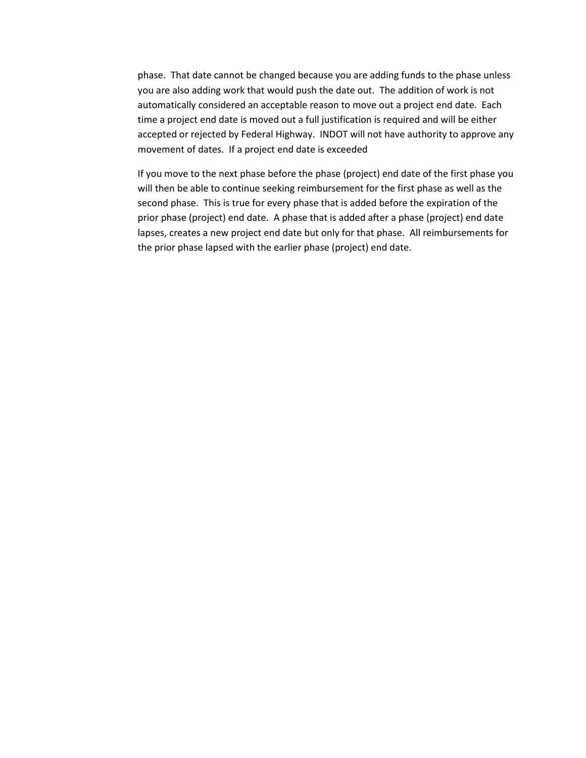phase. That date cannot be changed because you are adding funds to the phase unless you are also adding work that would push the date out. The addition of work is not automatically considered an acceptable reason to move out a project end date. Each time a project end date is moved out a full justification is required and will be either accepted or rejected by Federal Highway. INDOT will not have authority to approve any movement of dates. If a project end date is exceeded

If you move to the next phase before the phase (project) end date of the first phase you will then be able to continue seeking reimbursement for the first phase as well as the second phase. This is true for every phase that is added before the expiration of the prior phase (project) end date. A phase that is added after a phase (project) end date lapses, creates a new project end date but only for that phase. All reimbursements for the prior phase lapsed with the earlier phase (project) end date.